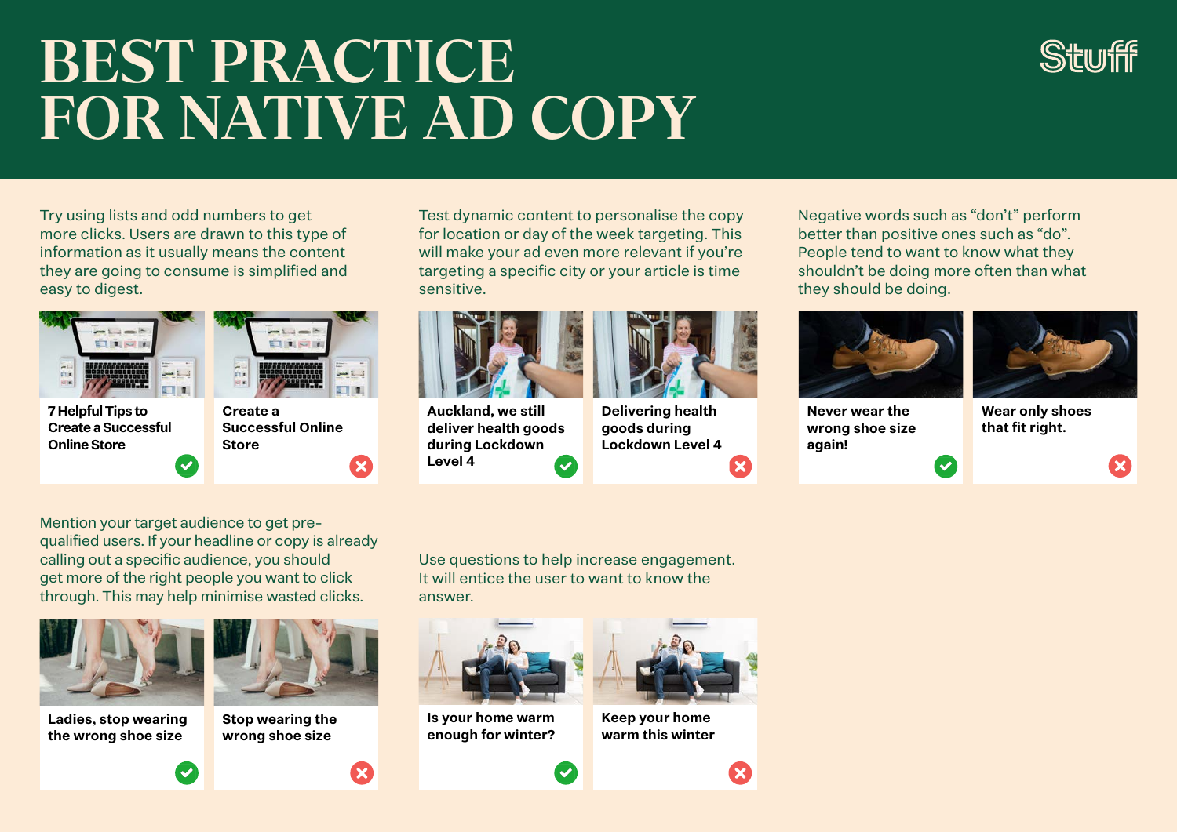# BEST PRACTICE FOR NATIVE AD COPY

Stuff

Try using lists and odd numbers to get more clicks. Users are drawn to this type of information as it usually means the content they are going to consume is simplified and easy to digest.

- 7 Helpful Tips to Create a Successful Online Store ✓
- Create a Successful Online Store ✗

Test dynamic content to personalise the copy for location or day of the week targeting. This will make your ad even more relevant if you're targeting a specific city or your article is time sensitive.

- Auckland, we still deliver health goods during Lockdown Level 4 ✓
- Delivering health goods during Lockdown Level 4 ✗

Negative words such as "don't" perform better than positive ones such as "do". People tend to want to know what they shouldn't be doing more often than what they should be doing.

- Never wear the wrong shoe size again! ✓
- Wear only shoes that fit right. ✗

Mention your target audience to get pre-qualified users. If your headline or copy is already calling out a specific audience, you should get more of the right people you want to click through. This may help minimise wasted clicks.

- Ladies, stop wearing the wrong shoe size ✓
- Stop wearing the wrong shoe size ✗

Use questions to help increase engagement. It will entice the user to want to know the answer.

- Is your home warm enough for winter? ✓
- Keep your home warm this winter ✗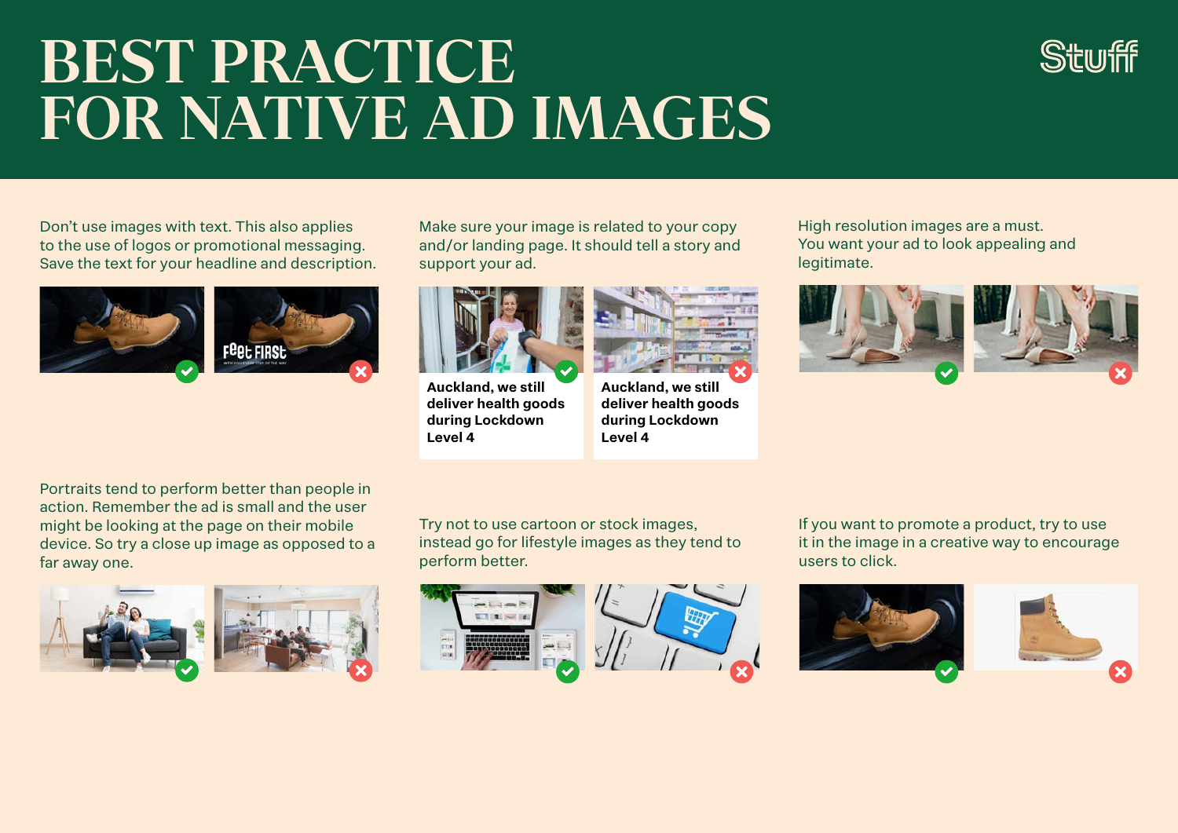# BEST PRACTICE FOR NATIVE AD IMAGES

Stuff

Don't use images with text. This also applies to the use of logos or promotional messaging. Save the text for your headline and description.

Make sure your image is related to your copy and/or landing page. It should tell a story and support your ad.

Auckland, we still deliver health goods during Lockdown Level 4

Auckland, we still deliver health goods during Lockdown Level 4

High resolution images are a must. You want your ad to look appealing and legitimate.

Portraits tend to perform better than people in action. Remember the ad is small and the user might be looking at the page on their mobile device. So try a close up image as opposed to a far away one.

Try not to use cartoon or stock images, instead go for lifestyle images as they tend to perform better.

If you want to promote a product, try to use it in the image in a creative way to encourage users to click.